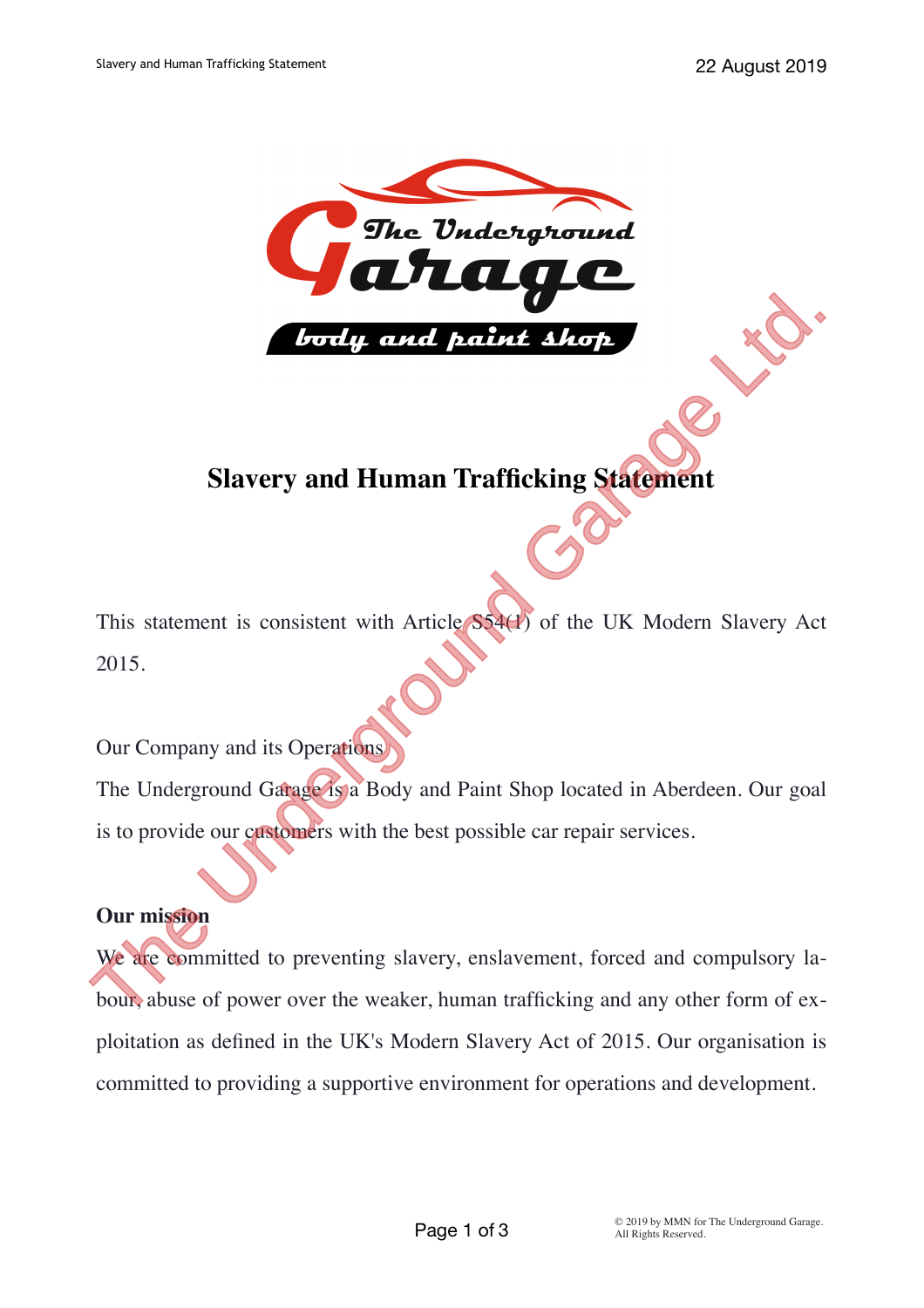# Slavery and Human Trafficking Statement

This statement is consistent with Article S54(1) of the UK Modern Slavery Act 2015.

Our Company and its Operations

The Underground Garage is a Body and Paint Shop located in Aberdeen. Our goal is to provide our customers with the best possible car repair services.

**Our mission**

We are committed to preventing slavery, enslavement, forced and compulsory labour, abuse of power over the weaker, human trafficking and any other form of exploitation as defined in the UK's Modern Slavery Act of 2015. Our organisation is committed to providing a supportive environment for operations and development.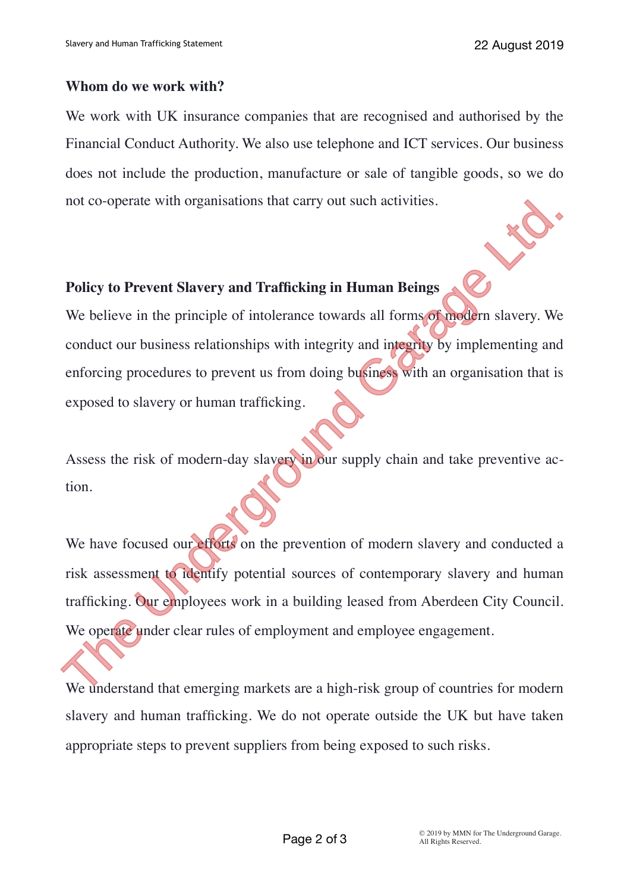**Whom do we work with?**

We work with UK insurance companies that are recognised and authorised by the Financial Conduct Authority. We also use telephone and ICT services. Our business does not include the production, manufacture or sale of tangible goods, so we do not co-operate with organisations that carry out such activities.

**Policy to Prevent Slavery and Trafficking in Human Beings**

We believe in the principle of intolerance towards all forms of modern slavery. We conduct our business relationships with integrity and integrity by implementing and enforcing procedures to prevent us from doing business with an organisation that is exposed to slavery or human trafficking.

Assess the risk of modern-day slavery in our supply chain and take preventive action.

We have focused our efforts on the prevention of modern slavery and conducted a risk assessment to identify potential sources of contemporary slavery and human trafficking. Our employees work in a building leased from Aberdeen City Council. We operate under clear rules of employment and employee engagement.

We understand that emerging markets are a high-risk group of countries for modern slavery and human trafficking. We do not operate outside the UK but have taken appropriate steps to prevent suppliers from being exposed to such risks.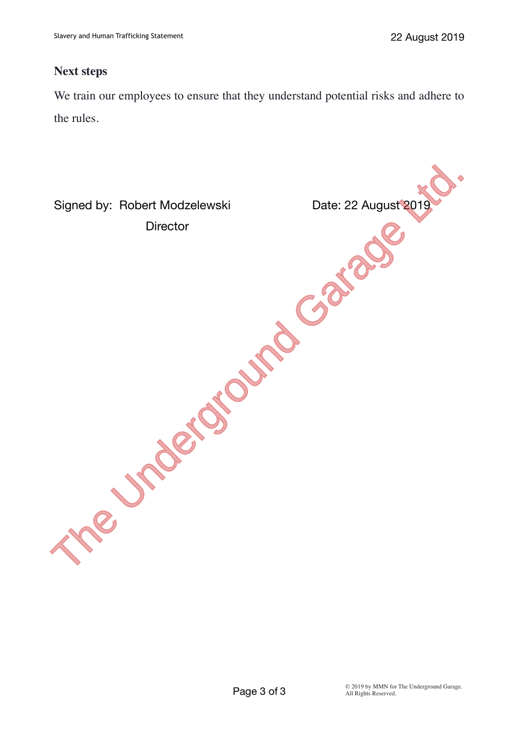## Next steps

We train our employees to ensure that they understand potential risks and adhere to the rules.

Signed by: Robert Modzelewski
Director

Date: 22 August 2019

The Underground Garage Ltd.

© 2019 by MMN for The Underground Garage. All Rights Reserved.